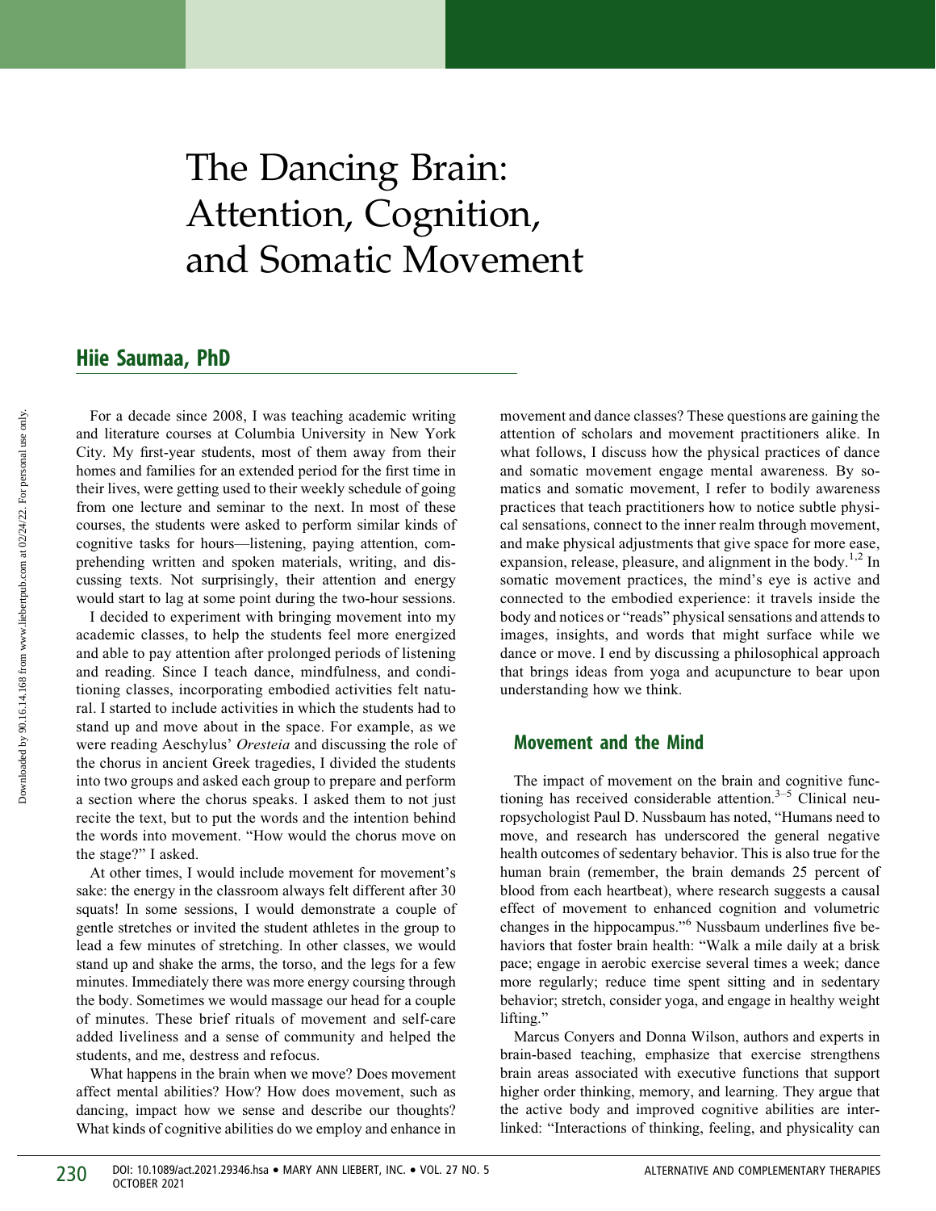# The Dancing Brain: Attention, Cognition, and Somatic Movement

## Hiie Saumaa, PhD

For a decade since 2008, I was teaching academic writing and literature courses at Columbia University in New York City. My first-year students, most of them away from their homes and families for an extended period for the first time in their lives, were getting used to their weekly schedule of going from one lecture and seminar to the next. In most of these courses, the students were asked to perform similar kinds of cognitive tasks for hours—listening, paying attention, comprehending written and spoken materials, writing, and discussing texts. Not surprisingly, their attention and energy would start to lag at some point during the two-hour sessions.

I decided to experiment with bringing movement into my academic classes, to help the students feel more energized and able to pay attention after prolonged periods of listening and reading. Since I teach dance, mindfulness, and conditioning classes, incorporating embodied activities felt natural. I started to include activities in which the students had to stand up and move about in the space. For example, as we were reading Aeschylus' *Oresteia* and discussing the role of the chorus in ancient Greek tragedies, I divided the students into two groups and asked each group to prepare and perform a section where the chorus speaks. I asked them to not just recite the text, but to put the words and the intention behind the words into movement. "How would the chorus move on the stage?" I asked.

At other times, I would include movement for movement's sake: the energy in the classroom always felt different after 30 squats! In some sessions, I would demonstrate a couple of gentle stretches or invited the student athletes in the group to lead a few minutes of stretching. In other classes, we would stand up and shake the arms, the torso, and the legs for a few minutes. Immediately there was more energy coursing through the body. Sometimes we would massage our head for a couple of minutes. These brief rituals of movement and self-care added liveliness and a sense of community and helped the students, and me, destress and refocus.

What happens in the brain when we move? Does movement affect mental abilities? How? How does movement, such as dancing, impact how we sense and describe our thoughts? What kinds of cognitive abilities do we employ and enhance in movement and dance classes? These questions are gaining the attention of scholars and movement practitioners alike. In what follows, I discuss how the physical practices of dance and somatic movement engage mental awareness. By somatics and somatic movement, I refer to bodily awareness practices that teach practitioners how to notice subtle physical sensations, connect to the inner realm through movement, and make physical adjustments that give space for more ease, expansion, release, pleasure, and alignment in the body.[1,2] In somatic movement practices, the mind's eye is active and connected to the embodied experience: it travels inside the body and notices or "reads" physical sensations and attends to images, insights, and words that might surface while we dance or move. I end by discussing a philosophical approach that brings ideas from yoga and acupuncture to bear upon understanding how we think.

### Movement and the Mind

The impact of movement on the brain and cognitive functioning has received considerable attention.[3–5] Clinical neuropsychologist Paul D. Nussbaum has noted, "Humans need to move, and research has underscored the general negative health outcomes of sedentary behavior. This is also true for the human brain (remember, the brain demands 25 percent of blood from each heartbeat), where research suggests a causal effect of movement to enhanced cognition and volumetric changes in the hippocampus."[6] Nussbaum underlines five behaviors that foster brain health: "Walk a mile daily at a brisk pace; engage in aerobic exercise several times a week; dance more regularly; reduce time spent sitting and in sedentary behavior; stretch, consider yoga, and engage in healthy weight lifting."

Marcus Conyers and Donna Wilson, authors and experts in brain-based teaching, emphasize that exercise strengthens brain areas associated with executive functions that support higher order thinking, memory, and learning. They argue that the active body and improved cognitive abilities are interlinked: "Interactions of thinking, feeling, and physicality can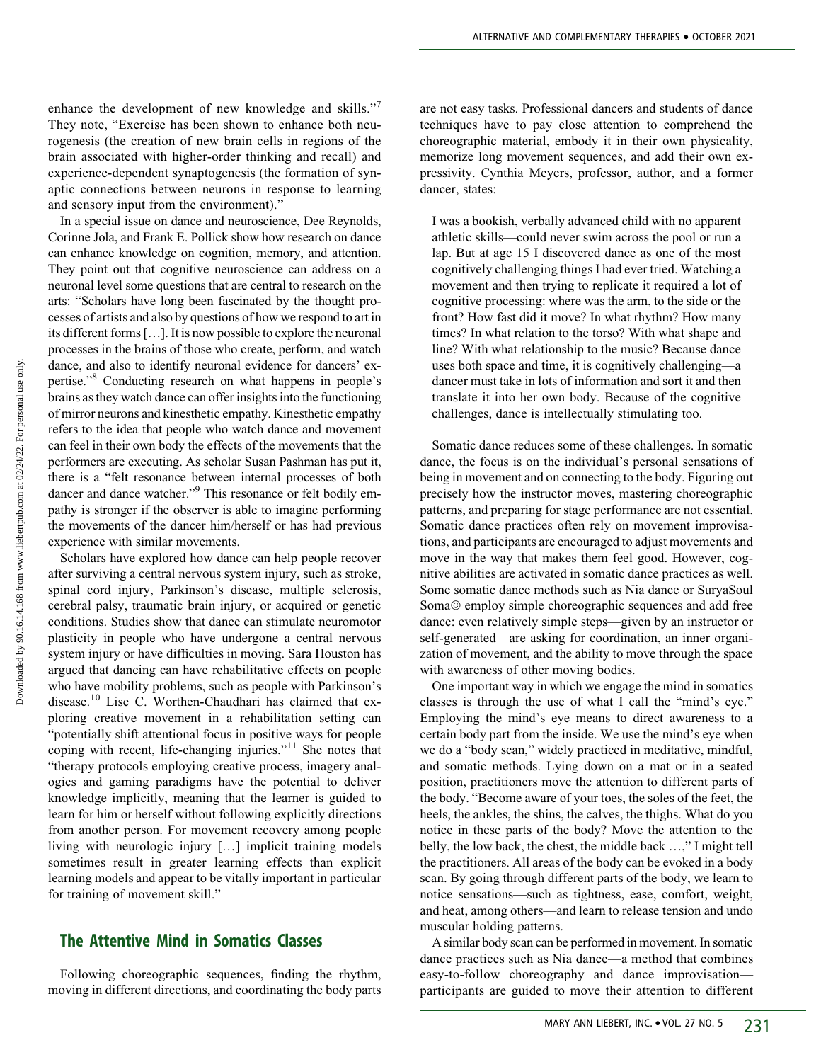enhance the development of new knowledge and skills."[7] They note, "Exercise has been shown to enhance both neurogenesis (the creation of new brain cells in regions of the brain associated with higher-order thinking and recall) and experience-dependent synaptogenesis (the formation of synaptic connections between neurons in response to learning and sensory input from the environment)."

In a special issue on dance and neuroscience, Dee Reynolds, Corinne Jola, and Frank E. Pollick show how research on dance can enhance knowledge on cognition, memory, and attention. They point out that cognitive neuroscience can address on a neuronal level some questions that are central to research on the arts: "Scholars have long been fascinated by the thought processes of artists and also by questions of how we respond to art in its different forms […]. It is now possible to explore the neuronal processes in the brains of those who create, perform, and watch dance, and also to identify neuronal evidence for dancers' expertise."[8] Conducting research on what happens in people's brains as they watch dance can offer insights into the functioning of mirror neurons and kinesthetic empathy. Kinesthetic empathy refers to the idea that people who watch dance and movement can feel in their own body the effects of the movements that the performers are executing. As scholar Susan Pashman has put it, there is a "felt resonance between internal processes of both dancer and dance watcher."[9] This resonance or felt bodily empathy is stronger if the observer is able to imagine performing the movements of the dancer him/herself or has had previous experience with similar movements.

Scholars have explored how dance can help people recover after surviving a central nervous system injury, such as stroke, spinal cord injury, Parkinson's disease, multiple sclerosis, cerebral palsy, traumatic brain injury, or acquired or genetic conditions. Studies show that dance can stimulate neuromotor plasticity in people who have undergone a central nervous system injury or have difficulties in moving. Sara Houston has argued that dancing can have rehabilitative effects on people who have mobility problems, such as people with Parkinson's disease.[10] Lise C. Worthen-Chaudhari has claimed that exploring creative movement in a rehabilitation setting can "potentially shift attentional focus in positive ways for people coping with recent, life-changing injuries."[11] She notes that "therapy protocols employing creative process, imagery analogies and gaming paradigms have the potential to deliver knowledge implicitly, meaning that the learner is guided to learn for him or herself without following explicitly directions from another person. For movement recovery among people living with neurologic injury […] implicit training models sometimes result in greater learning effects than explicit learning models and appear to be vitally important in particular for training of movement skill."

## The Attentive Mind in Somatics Classes

Following choreographic sequences, finding the rhythm, moving in different directions, and coordinating the body parts are not easy tasks. Professional dancers and students of dance techniques have to pay close attention to comprehend the choreographic material, embody it in their own physicality, memorize long movement sequences, and add their own expressivity. Cynthia Meyers, professor, author, and a former dancer, states:

> I was a bookish, verbally advanced child with no apparent athletic skills—could never swim across the pool or run a lap. But at age 15 I discovered dance as one of the most cognitively challenging things I had ever tried. Watching a movement and then trying to replicate it required a lot of cognitive processing: where was the arm, to the side or the front? How fast did it move? In what rhythm? How many times? In what relation to the torso? With what shape and line? With what relationship to the music? Because dance uses both space and time, it is cognitively challenging—a dancer must take in lots of information and sort it and then translate it into her own body. Because of the cognitive challenges, dance is intellectually stimulating too.

Somatic dance reduces some of these challenges. In somatic dance, the focus is on the individual's personal sensations of being in movement and on connecting to the body. Figuring out precisely how the instructor moves, mastering choreographic patterns, and preparing for stage performance are not essential. Somatic dance practices often rely on movement improvisations, and participants are encouraged to adjust movements and move in the way that makes them feel good. However, cognitive abilities are activated in somatic dance practices as well. Some somatic dance methods such as Nia dance or SuryaSoul Soma© employ simple choreographic sequences and add free dance: even relatively simple steps—given by an instructor or self-generated—are asking for coordination, an inner organization of movement, and the ability to move through the space with awareness of other moving bodies.

One important way in which we engage the mind in somatics classes is through the use of what I call the "mind's eye." Employing the mind's eye means to direct awareness to a certain body part from the inside. We use the mind's eye when we do a "body scan," widely practiced in meditative, mindful, and somatic methods. Lying down on a mat or in a seated position, practitioners move the attention to different parts of the body. "Become aware of your toes, the soles of the feet, the heels, the ankles, the shins, the calves, the thighs. What do you notice in these parts of the body? Move the attention to the belly, the low back, the chest, the middle back …," I might tell the practitioners. All areas of the body can be evoked in a body scan. By going through different parts of the body, we learn to notice sensations—such as tightness, ease, comfort, weight, and heat, among others—and learn to release tension and undo muscular holding patterns.

A similar body scan can be performed in movement. In somatic dance practices such as Nia dance—a method that combines easy-to-follow choreography and dance improvisation—participants are guided to move their attention to different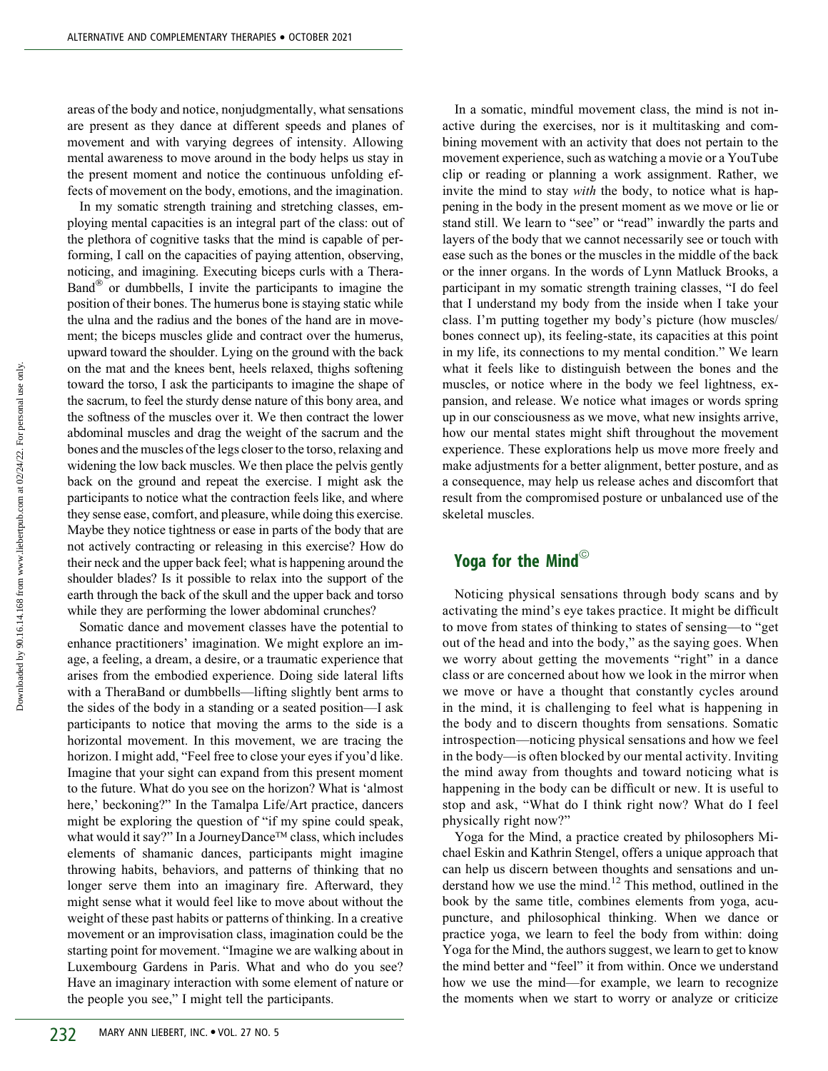areas of the body and notice, nonjudgmentally, what sensations are present as they dance at different speeds and planes of movement and with varying degrees of intensity. Allowing mental awareness to move around in the body helps us stay in the present moment and notice the continuous unfolding effects of movement on the body, emotions, and the imagination.

In my somatic strength training and stretching classes, employing mental capacities is an integral part of the class: out of the plethora of cognitive tasks that the mind is capable of performing, I call on the capacities of paying attention, observing, noticing, and imagining. Executing biceps curls with a Thera-Band® or dumbbells, I invite the participants to imagine the position of their bones. The humerus bone is staying static while the ulna and the radius and the bones of the hand are in movement; the biceps muscles glide and contract over the humerus, upward toward the shoulder. Lying on the ground with the back on the mat and the knees bent, heels relaxed, thighs softening toward the torso, I ask the participants to imagine the shape of the sacrum, to feel the sturdy dense nature of this bony area, and the softness of the muscles over it. We then contract the lower abdominal muscles and drag the weight of the sacrum and the bones and the muscles of the legs closer to the torso, relaxing and widening the low back muscles. We then place the pelvis gently back on the ground and repeat the exercise. I might ask the participants to notice what the contraction feels like, and where they sense ease, comfort, and pleasure, while doing this exercise. Maybe they notice tightness or ease in parts of the body that are not actively contracting or releasing in this exercise? How do their neck and the upper back feel; what is happening around the shoulder blades? Is it possible to relax into the support of the earth through the back of the skull and the upper back and torso while they are performing the lower abdominal crunches?

Somatic dance and movement classes have the potential to enhance practitioners' imagination. We might explore an image, a feeling, a dream, a desire, or a traumatic experience that arises from the embodied experience. Doing side lateral lifts with a TheraBand or dumbbells—lifting slightly bent arms to the sides of the body in a standing or a seated position—I ask participants to notice that moving the arms to the side is a horizontal movement. In this movement, we are tracing the horizon. I might add, "Feel free to close your eyes if you'd like. Imagine that your sight can expand from this present moment to the future. What do you see on the horizon? What is 'almost here,' beckoning?" In the Tamalpa Life/Art practice, dancers might be exploring the question of "if my spine could speak, what would it say?" In a JourneyDance™ class, which includes elements of shamanic dances, participants might imagine throwing habits, behaviors, and patterns of thinking that no longer serve them into an imaginary fire. Afterward, they might sense what it would feel like to move about without the weight of these past habits or patterns of thinking. In a creative movement or an improvisation class, imagination could be the starting point for movement. "Imagine we are walking about in Luxembourg Gardens in Paris. What and who do you see? Have an imaginary interaction with some element of nature or the people you see," I might tell the participants.

In a somatic, mindful movement class, the mind is not inactive during the exercises, nor is it multitasking and combining movement with an activity that does not pertain to the movement experience, such as watching a movie or a YouTube clip or reading or planning a work assignment. Rather, we invite the mind to stay *with* the body, to notice what is happening in the body in the present moment as we move or lie or stand still. We learn to "see" or "read" inwardly the parts and layers of the body that we cannot necessarily see or touch with ease such as the bones or the muscles in the middle of the back or the inner organs. In the words of Lynn Matluck Brooks, a participant in my somatic strength training classes, "I do feel that I understand my body from the inside when I take your class. I'm putting together my body's picture (how muscles/bones connect up), its feeling-state, its capacities at this point in my life, its connections to my mental condition." We learn what it feels like to distinguish between the bones and the muscles, or notice where in the body we feel lightness, expansion, and release. We notice what images or words spring up in our consciousness as we move, what new insights arrive, how our mental states might shift throughout the movement experience. These explorations help us move more freely and make adjustments for a better alignment, better posture, and as a consequence, may help us release aches and discomfort that result from the compromised posture or unbalanced use of the skeletal muscles.

## Yoga for the Mind©

Noticing physical sensations through body scans and by activating the mind's eye takes practice. It might be difficult to move from states of thinking to states of sensing—to "get out of the head and into the body," as the saying goes. When we worry about getting the movements "right" in a dance class or are concerned about how we look in the mirror when we move or have a thought that constantly cycles around in the mind, it is challenging to feel what is happening in the body and to discern thoughts from sensations. Somatic introspection—noticing physical sensations and how we feel in the body—is often blocked by our mental activity. Inviting the mind away from thoughts and toward noticing what is happening in the body can be difficult or new. It is useful to stop and ask, "What do I think right now? What do I feel physically right now?"

Yoga for the Mind, a practice created by philosophers Michael Eskin and Kathrin Stengel, offers a unique approach that can help us discern between thoughts and sensations and understand how we use the mind.[12] This method, outlined in the book by the same title, combines elements from yoga, acupuncture, and philosophical thinking. When we dance or practice yoga, we learn to feel the body from within: doing Yoga for the Mind, the authors suggest, we learn to get to know the mind better and "feel" it from within. Once we understand how we use the mind—for example, we learn to recognize the moments when we start to worry or analyze or criticize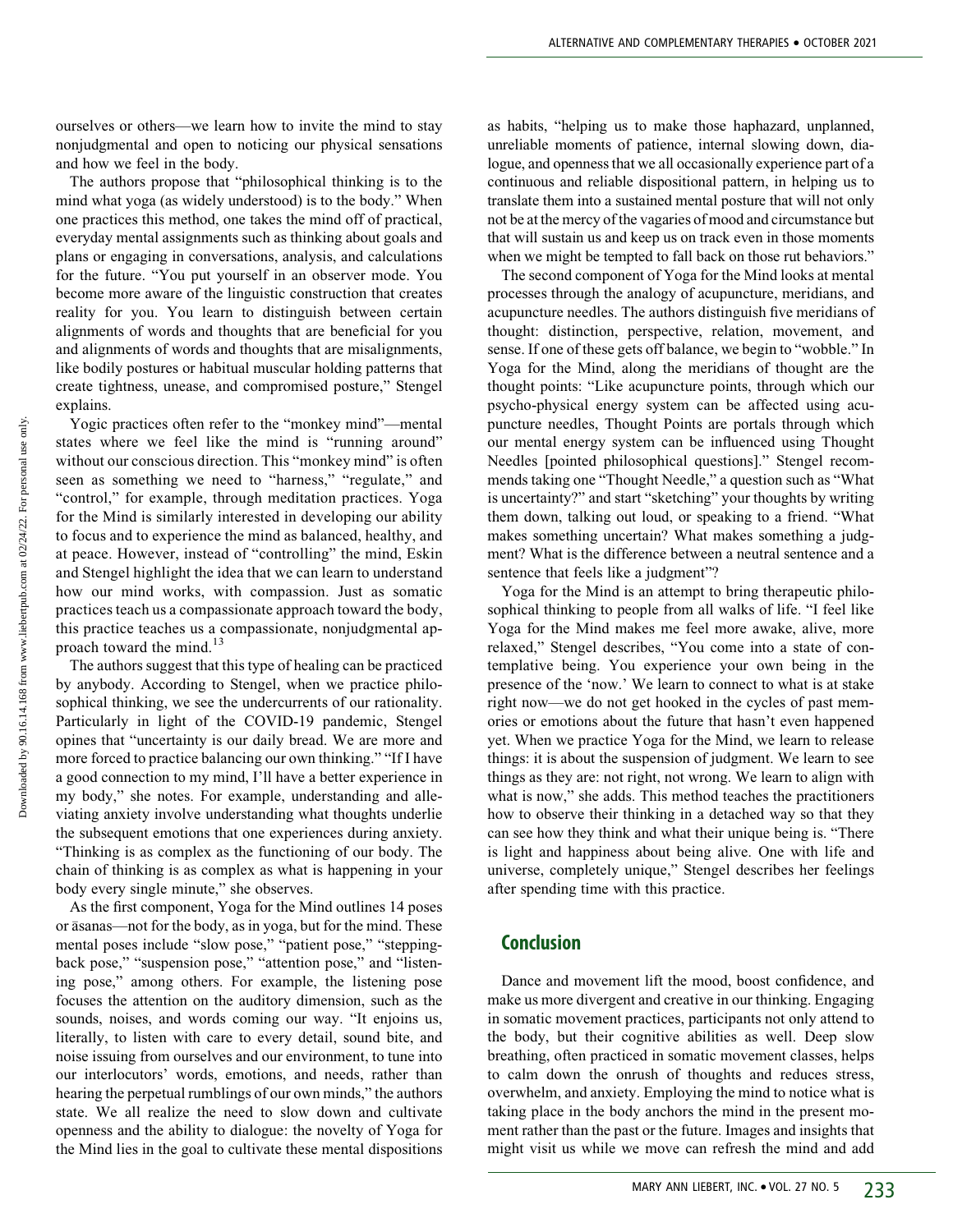ourselves or others—we learn how to invite the mind to stay nonjudgmental and open to noticing our physical sensations and how we feel in the body.

The authors propose that "philosophical thinking is to the mind what yoga (as widely understood) is to the body." When one practices this method, one takes the mind off of practical, everyday mental assignments such as thinking about goals and plans or engaging in conversations, analysis, and calculations for the future. "You put yourself in an observer mode. You become more aware of the linguistic construction that creates reality for you. You learn to distinguish between certain alignments of words and thoughts that are beneficial for you and alignments of words and thoughts that are misalignments, like bodily postures or habitual muscular holding patterns that create tightness, unease, and compromised posture," Stengel explains.

Yogic practices often refer to the "monkey mind"—mental states where we feel like the mind is "running around" without our conscious direction. This "monkey mind" is often seen as something we need to "harness," "regulate," and "control," for example, through meditation practices. Yoga for the Mind is similarly interested in developing our ability to focus and to experience the mind as balanced, healthy, and at peace. However, instead of "controlling" the mind, Eskin and Stengel highlight the idea that we can learn to understand how our mind works, with compassion. Just as somatic practices teach us a compassionate approach toward the body, this practice teaches us a compassionate, nonjudgmental approach toward the mind.[13]

The authors suggest that this type of healing can be practiced by anybody. According to Stengel, when we practice philosophical thinking, we see the undercurrents of our rationality. Particularly in light of the COVID-19 pandemic, Stengel opines that "uncertainty is our daily bread. We are more and more forced to practice balancing our own thinking." "If I have a good connection to my mind, I'll have a better experience in my body," she notes. For example, understanding and alleviating anxiety involve understanding what thoughts underlie the subsequent emotions that one experiences during anxiety. "Thinking is as complex as the functioning of our body. The chain of thinking is as complex as what is happening in your body every single minute," she observes.

As the first component, Yoga for the Mind outlines 14 poses or āsanas—not for the body, as in yoga, but for the mind. These mental poses include "slow pose," "patient pose," "stepping-back pose," "suspension pose," "attention pose," and "listening pose," among others. For example, the listening pose focuses the attention on the auditory dimension, such as the sounds, noises, and words coming our way. "It enjoins us, literally, to listen with care to every detail, sound bite, and noise issuing from ourselves and our environment, to tune into our interlocutors' words, emotions, and needs, rather than hearing the perpetual rumblings of our own minds," the authors state. We all realize the need to slow down and cultivate openness and the ability to dialogue: the novelty of Yoga for the Mind lies in the goal to cultivate these mental dispositions as habits, "helping us to make those haphazard, unplanned, unreliable moments of patience, internal slowing down, dialogue, and openness that we all occasionally experience part of a continuous and reliable dispositional pattern, in helping us to translate them into a sustained mental posture that will not only not be at the mercy of the vagaries of mood and circumstance but that will sustain us and keep us on track even in those moments when we might be tempted to fall back on those rut behaviors."

The second component of Yoga for the Mind looks at mental processes through the analogy of acupuncture, meridians, and acupuncture needles. The authors distinguish five meridians of thought: distinction, perspective, relation, movement, and sense. If one of these gets off balance, we begin to "wobble." In Yoga for the Mind, along the meridians of thought are the thought points: "Like acupuncture points, through which our psycho-physical energy system can be affected using acupuncture needles, Thought Points are portals through which our mental energy system can be influenced using Thought Needles [pointed philosophical questions]." Stengel recommends taking one "Thought Needle," a question such as "What is uncertainty?" and start "sketching" your thoughts by writing them down, talking out loud, or speaking to a friend. "What makes something uncertain? What makes something a judgment? What is the difference between a neutral sentence and a sentence that feels like a judgment"?

Yoga for the Mind is an attempt to bring therapeutic philosophical thinking to people from all walks of life. "I feel like Yoga for the Mind makes me feel more awake, alive, more relaxed," Stengel describes, "You come into a state of contemplative being. You experience your own being in the presence of the 'now.' We learn to connect to what is at stake right now—we do not get hooked in the cycles of past memories or emotions about the future that hasn't even happened yet. When we practice Yoga for the Mind, we learn to release things: it is about the suspension of judgment. We learn to see things as they are: not right, not wrong. We learn to align with what is now," she adds. This method teaches the practitioners how to observe their thinking in a detached way so that they can see how they think and what their unique being is. "There is light and happiness about being alive. One with life and universe, completely unique," Stengel describes her feelings after spending time with this practice.

## Conclusion

Dance and movement lift the mood, boost confidence, and make us more divergent and creative in our thinking. Engaging in somatic movement practices, participants not only attend to the body, but their cognitive abilities as well. Deep slow breathing, often practiced in somatic movement classes, helps to calm down the onrush of thoughts and reduces stress, overwhelm, and anxiety. Employing the mind to notice what is taking place in the body anchors the mind in the present moment rather than the past or the future. Images and insights that might visit us while we move can refresh the mind and add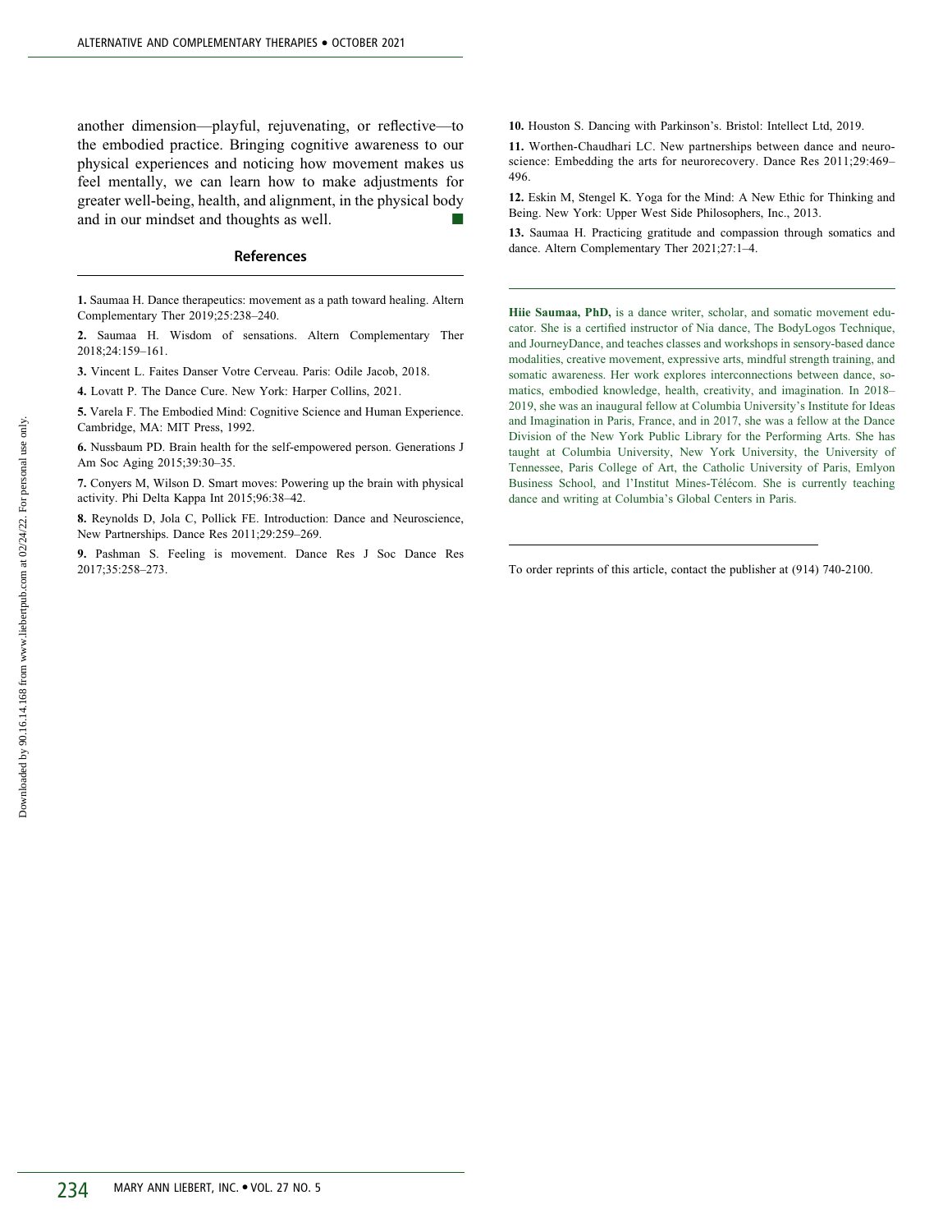another dimension—playful, rejuvenating, or reflective—to the embodied practice. Bringing cognitive awareness to our physical experiences and noticing how movement makes us feel mentally, we can learn how to make adjustments for greater well-being, health, and alignment, in the physical body and in our mindset and thoughts as well. ■

## References

**1.** Saumaa H. Dance therapeutics: movement as a path toward healing. Altern Complementary Ther 2019;25:238–240.

**2.** Saumaa H. Wisdom of sensations. Altern Complementary Ther 2018;24:159–161.

**3.** Vincent L. Faites Danser Votre Cerveau. Paris: Odile Jacob, 2018.

**4.** Lovatt P. The Dance Cure. New York: Harper Collins, 2021.

**5.** Varela F. The Embodied Mind: Cognitive Science and Human Experience. Cambridge, MA: MIT Press, 1992.

**6.** Nussbaum PD. Brain health for the self-empowered person. Generations J Am Soc Aging 2015;39:30–35.

**7.** Conyers M, Wilson D. Smart moves: Powering up the brain with physical activity. Phi Delta Kappa Int 2015;96:38–42.

**8.** Reynolds D, Jola C, Pollick FE. Introduction: Dance and Neuroscience, New Partnerships. Dance Res 2011;29:259–269.

**9.** Pashman S. Feeling is movement. Dance Res J Soc Dance Res 2017;35:258–273.

**10.** Houston S. Dancing with Parkinson's. Bristol: Intellect Ltd, 2019.

**11.** Worthen-Chaudhari LC. New partnerships between dance and neuroscience: Embedding the arts for neurorecovery. Dance Res 2011;29:469–496.

**12.** Eskin M, Stengel K. Yoga for the Mind: A New Ethic for Thinking and Being. New York: Upper West Side Philosophers, Inc., 2013.

**13.** Saumaa H. Practicing gratitude and compassion through somatics and dance. Altern Complementary Ther 2021;27:1–4.

---

**Hiie Saumaa, PhD,** is a dance writer, scholar, and somatic movement educator. She is a certified instructor of Nia dance, The BodyLogos Technique, and JourneyDance, and teaches classes and workshops in sensory-based dance modalities, creative movement, expressive arts, mindful strength training, and somatic awareness. Her work explores interconnections between dance, somatics, embodied knowledge, health, creativity, and imagination. In 2018–2019, she was an inaugural fellow at Columbia University's Institute for Ideas and Imagination in Paris, France, and in 2017, she was a fellow at the Dance Division of the New York Public Library for the Performing Arts. She has taught at Columbia University, New York University, the University of Tennessee, Paris College of Art, the Catholic University of Paris, Emlyon Business School, and l'Institut Mines-Télécom. She is currently teaching dance and writing at Columbia's Global Centers in Paris.

---

To order reprints of this article, contact the publisher at (914) 740-2100.